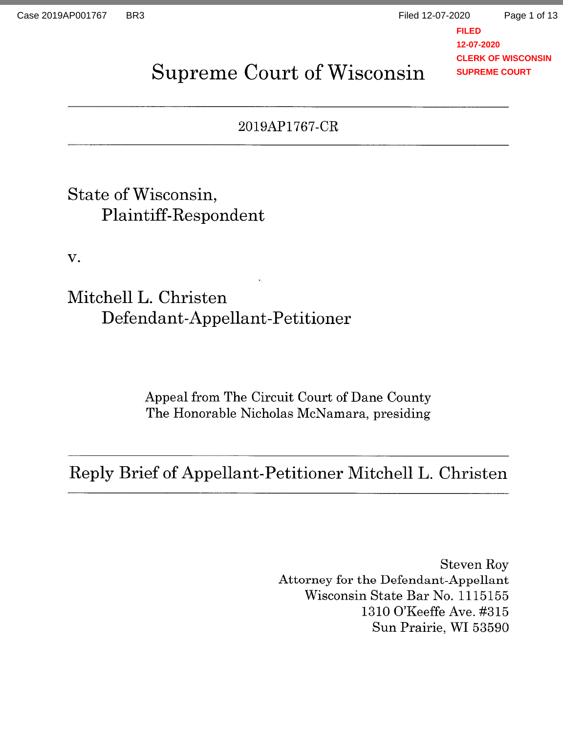# Supreme Court of Wisconsin

2019AP1767-CR

State of Wisconsin,
Plaintiff-Respondent

v.

Mitchell L. Christen
Defendant-Appellant-Petitioner

Appeal from The Circuit Court of Dane County
The Honorable Nicholas McNamara, presiding

## Reply Brief of Appellant-Petitioner Mitchell L. Christen

Steven Roy
Attorney for the Defendant-Appellant
Wisconsin State Bar No. 1115155
1310 O'Keeffe Ave. #315
Sun Prairie, WI 53590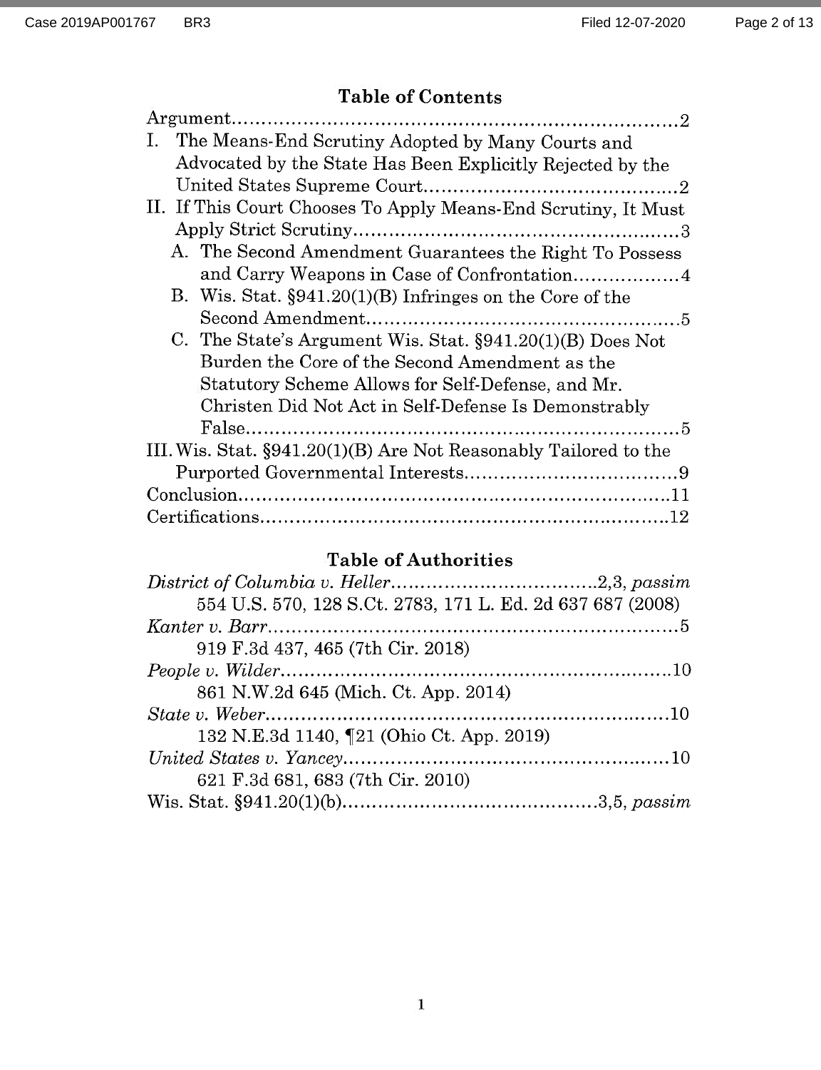## Table of Contents

Argument.......................................................................2

I. The Means-End Scrutiny Adopted by Many Courts and Advocated by the State Has Been Explicitly Rejected by the United States Supreme Court..........................................2

II. If This Court Chooses To Apply Means-End Scrutiny, It Must Apply Strict Scrutiny.....................................................3

  A. The Second Amendment Guarantees the Right To Possess and Carry Weapons in Case of Confrontation.................4

  B. Wis. Stat. §941.20(1)(B) Infringes on the Core of the Second Amendment....................................................5

  C. The State's Argument Wis. Stat. §941.20(1)(B) Does Not Burden the Core of the Second Amendment as the Statutory Scheme Allows for Self-Defense, and Mr. Christen Did Not Act in Self-Defense Is Demonstrably False........................................................................5

III. Wis. Stat. §941.20(1)(B) Are Not Reasonably Tailored to the Purported Governmental Interests...................................9

Conclusion.......................................................................11

Certifications....................................................................12

## Table of Authorities

*District of Columbia v. Heller*.................................2,3, *passim*
  554 U.S. 570, 128 S.Ct. 2783, 171 L. Ed. 2d 637 687 (2008)

*Kanter v. Barr*....................................................................5
  919 F.3d 437, 465 (7th Cir. 2018)

*People v. Wilder*................................................................10
  861 N.W.2d 645 (Mich. Ct. App. 2014)

*State v. Weber*...................................................................10
  132 N.E.3d 1140, ¶21 (Ohio Ct. App. 2019)

*United States v. Yancey*......................................................10
  621 F.3d 681, 683 (7th Cir. 2010)

Wis. Stat. §941.20(1)(b)..........................................3,5, *passim*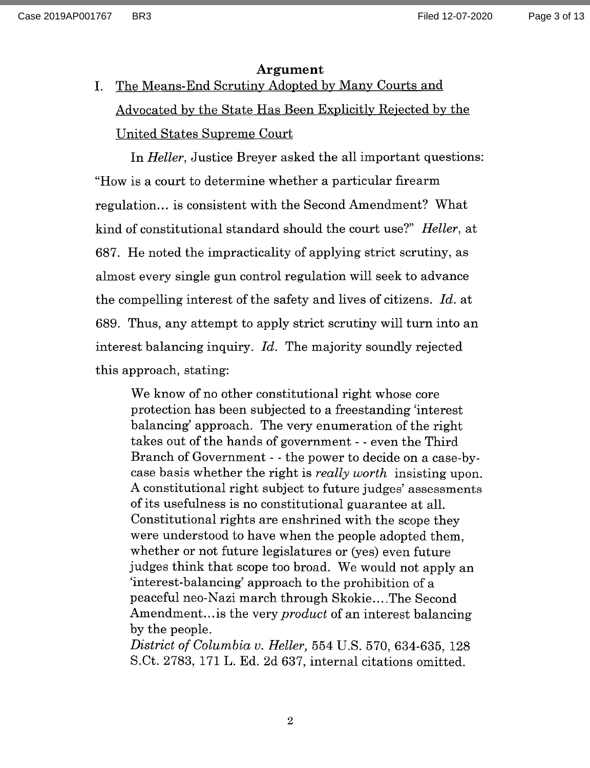## Argument

I. <u>The Means-End Scrutiny Adopted by Many Courts and Advocated by the State Has Been Explicitly Rejected by the United States Supreme Court</u>

In *Heller*, Justice Breyer asked the all important questions: "How is a court to determine whether a particular firearm regulation... is consistent with the Second Amendment? What kind of constitutional standard should the court use?" *Heller*, at 687. He noted the impracticality of applying strict scrutiny, as almost every single gun control regulation will seek to advance the compelling interest of the safety and lives of citizens. *Id.* at 689. Thus, any attempt to apply strict scrutiny will turn into an interest balancing inquiry. *Id.* The majority soundly rejected this approach, stating:

> We know of no other constitutional right whose core protection has been subjected to a freestanding 'interest balancing' approach. The very enumeration of the right takes out of the hands of government - - even the Third Branch of Government - - the power to decide on a case-by-case basis whether the right is *really worth* insisting upon. A constitutional right subject to future judges' assessments of its usefulness is no constitutional guarantee at all. Constitutional rights are enshrined with the scope they were understood to have when the people adopted them, whether or not future legislatures or (yes) even future judges think that scope too broad. We would not apply an 'interest-balancing' approach to the prohibition of a peaceful neo-Nazi march through Skokie....The Second Amendment...is the very *product* of an interest balancing by the people.
>
> *District of Columbia v. Heller*, 554 U.S. 570, 634-635, 128 S.Ct. 2783, 171 L. Ed. 2d 637, internal citations omitted.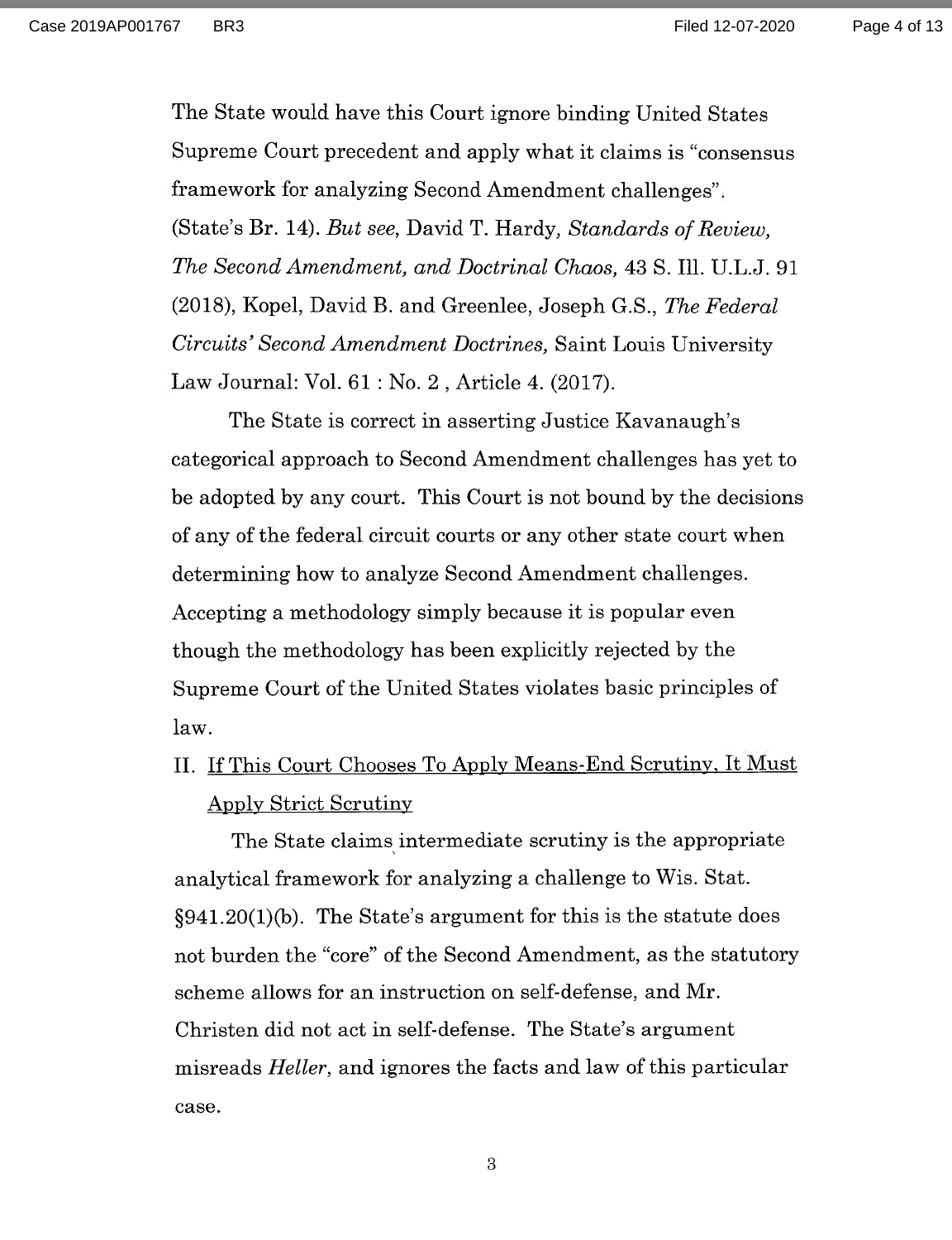The State would have this Court ignore binding United States Supreme Court precedent and apply what it claims is "consensus framework for analyzing Second Amendment challenges". (State's Br. 14). *But see*, David T. Hardy*, Standards of Review, The Second Amendment, and Doctrinal Chaos,* 43 S. Ill. U.L.J. 91 (2018), Kopel, David B. and Greenlee, Joseph G.S., *The Federal Circuits' Second Amendment Doctrines,* Saint Louis University Law Journal: Vol. 61 : No. 2 , Article 4. (2017).

The State is correct in asserting Justice Kavanaugh's categorical approach to Second Amendment challenges has yet to be adopted by any court. This Court is not bound by the decisions of any of the federal circuit courts or any other state court when determining how to analyze Second Amendment challenges. Accepting a methodology simply because it is popular even though the methodology has been explicitly rejected by the Supreme Court of the United States violates basic principles of law.

## II. If This Court Chooses To Apply Means-End Scrutiny, It Must Apply Strict Scrutiny

The State claims intermediate scrutiny is the appropriate analytical framework for analyzing a challenge to Wis. Stat. §941.20(1)(b). The State's argument for this is the statute does not burden the "core" of the Second Amendment, as the statutory scheme allows for an instruction on self-defense, and Mr. Christen did not act in self-defense. The State's argument misreads *Heller*, and ignores the facts and law of this particular case.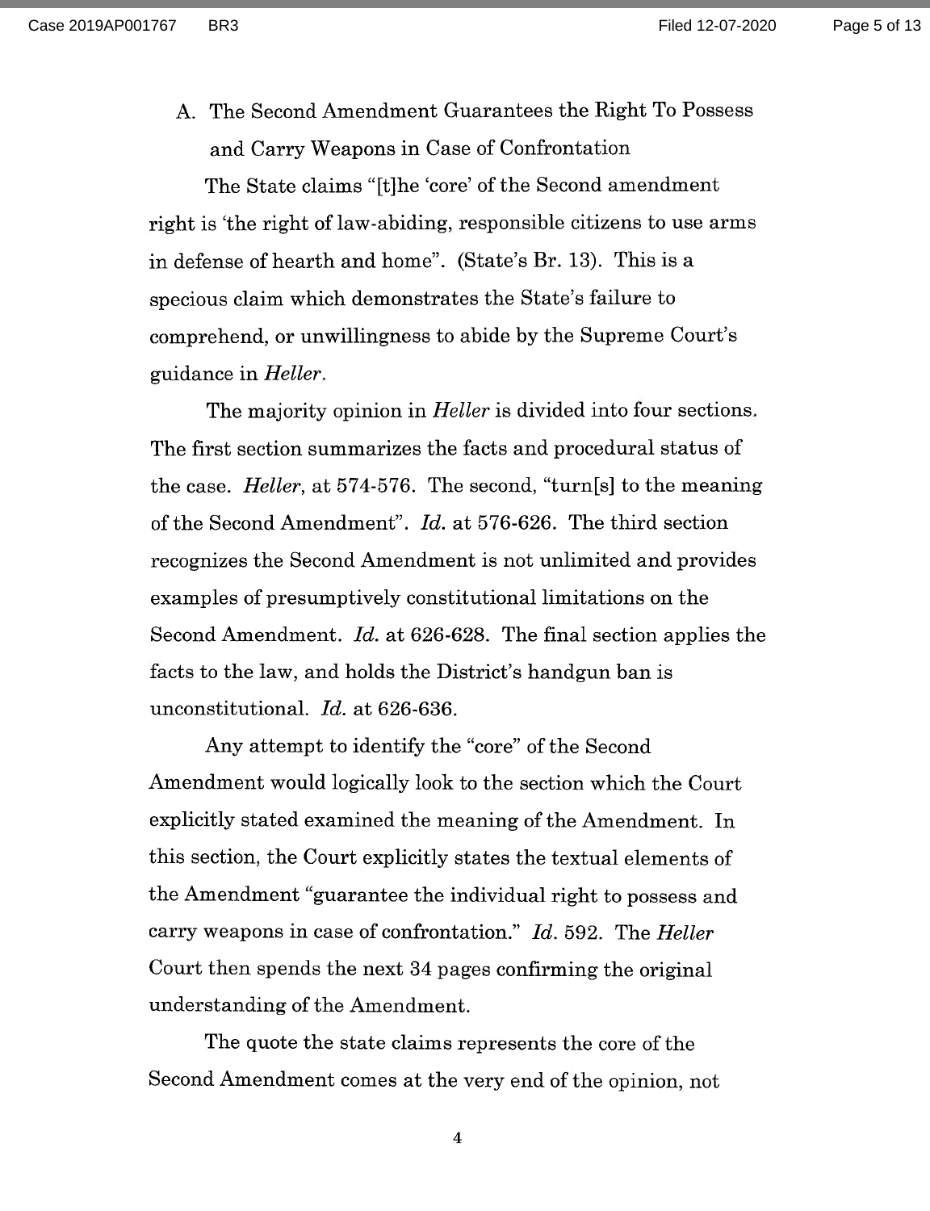### A. The Second Amendment Guarantees the Right To Possess and Carry Weapons in Case of Confrontation

The State claims "[t]he 'core' of the Second amendment right is 'the right of law-abiding, responsible citizens to use arms in defense of hearth and home". (State's Br. 13). This is a specious claim which demonstrates the State's failure to comprehend, or unwillingness to abide by the Supreme Court's guidance in *Heller*.

The majority opinion in *Heller* is divided into four sections. The first section summarizes the facts and procedural status of the case. *Heller*, at 574-576. The second, "turn[s] to the meaning of the Second Amendment". *Id.* at 576-626. The third section recognizes the Second Amendment is not unlimited and provides examples of presumptively constitutional limitations on the Second Amendment. *Id.* at 626-628. The final section applies the facts to the law, and holds the District's handgun ban is unconstitutional. *Id.* at 626-636.

Any attempt to identify the "core" of the Second Amendment would logically look to the section which the Court explicitly stated examined the meaning of the Amendment. In this section, the Court explicitly states the textual elements of the Amendment "guarantee the individual right to possess and carry weapons in case of confrontation." *Id.* 592. The *Heller* Court then spends the next 34 pages confirming the original understanding of the Amendment.

The quote the state claims represents the core of the Second Amendment comes at the very end of the opinion, not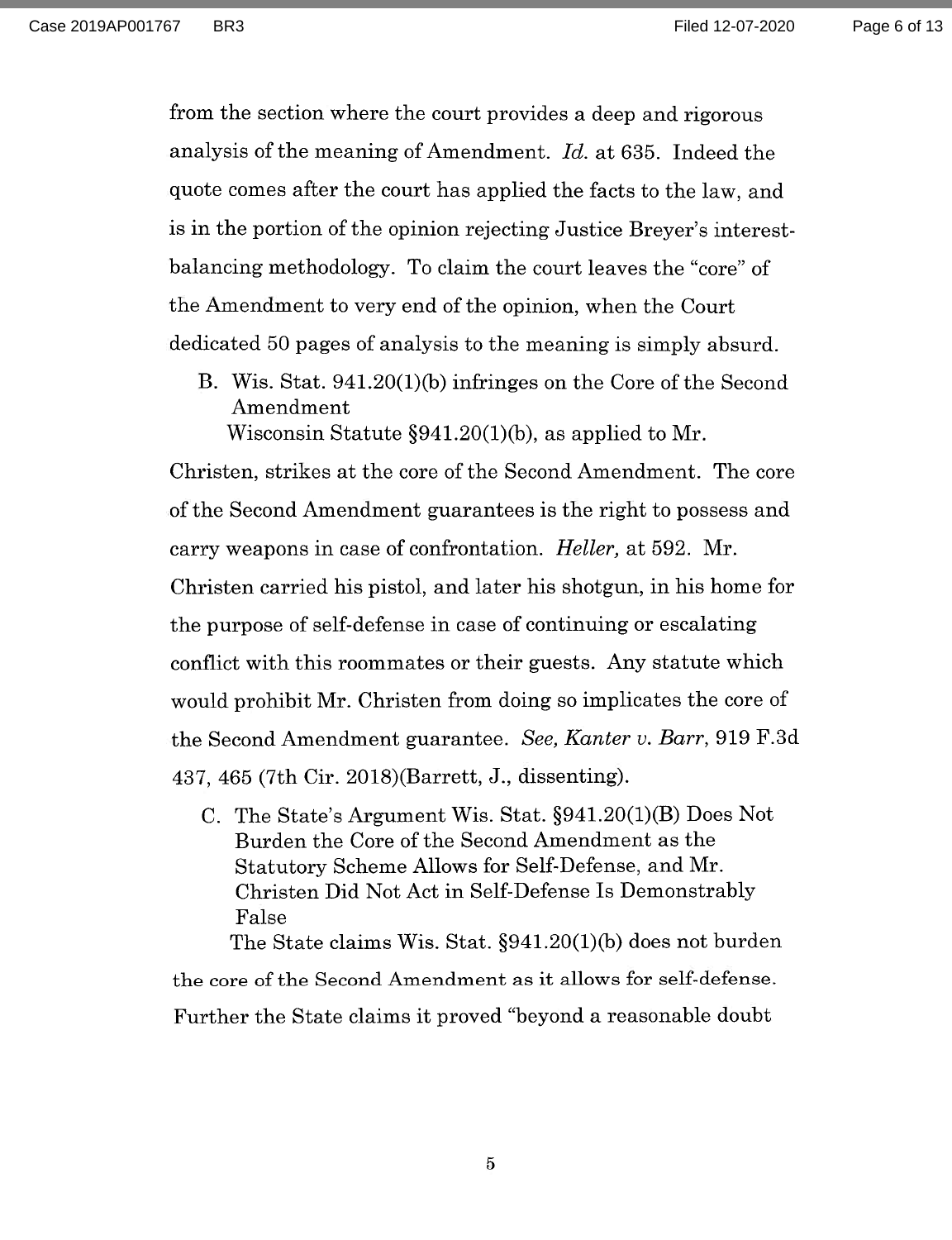from the section where the court provides a deep and rigorous analysis of the meaning of Amendment. *Id.* at 635. Indeed the quote comes after the court has applied the facts to the law, and is in the portion of the opinion rejecting Justice Breyer's interest-balancing methodology. To claim the court leaves the "core" of the Amendment to very end of the opinion, when the Court dedicated 50 pages of analysis to the meaning is simply absurd.

### B. Wis. Stat. 941.20(1)(b) infringes on the Core of the Second Amendment

Wisconsin Statute §941.20(1)(b), as applied to Mr. Christen, strikes at the core of the Second Amendment. The core of the Second Amendment guarantees is the right to possess and carry weapons in case of confrontation. *Heller,* at 592. Mr. Christen carried his pistol, and later his shotgun, in his home for the purpose of self-defense in case of continuing or escalating conflict with this roommates or their guests. Any statute which would prohibit Mr. Christen from doing so implicates the core of the Second Amendment guarantee. *See, Kanter v. Barr*, 919 F.3d 437, 465 (7th Cir. 2018)(Barrett, J., dissenting).

### C. The State's Argument Wis. Stat. §941.20(1)(B) Does Not Burden the Core of the Second Amendment as the Statutory Scheme Allows for Self-Defense, and Mr. Christen Did Not Act in Self-Defense Is Demonstrably False

The State claims Wis. Stat. §941.20(1)(b) does not burden the core of the Second Amendment as it allows for self-defense. Further the State claims it proved "beyond a reasonable doubt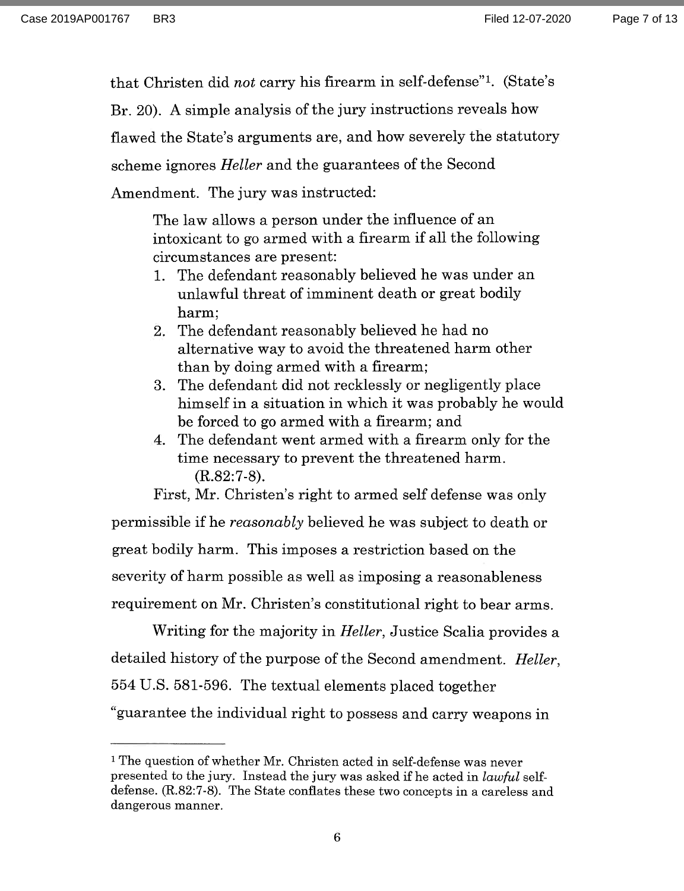that Christen did *not* carry his firearm in self-defense"[1]. (State's Br. 20). A simple analysis of the jury instructions reveals how flawed the State's arguments are, and how severely the statutory scheme ignores *Heller* and the guarantees of the Second Amendment. The jury was instructed:

> The law allows a person under the influence of an intoxicant to go armed with a firearm if all the following circumstances are present:
> 1. The defendant reasonably believed he was under an unlawful threat of imminent death or great bodily harm;
> 2. The defendant reasonably believed he had no alternative way to avoid the threatened harm other than by doing armed with a firearm;
> 3. The defendant did not recklessly or negligently place himself in a situation in which it was probably he would be forced to go armed with a firearm; and
> 4. The defendant went armed with a firearm only for the time necessary to prevent the threatened harm.
>
> (R.82:7-8).

First, Mr. Christen's right to armed self defense was only permissible if he *reasonably* believed he was subject to death or great bodily harm. This imposes a restriction based on the severity of harm possible as well as imposing a reasonableness requirement on Mr. Christen's constitutional right to bear arms.

Writing for the majority in *Heller*, Justice Scalia provides a detailed history of the purpose of the Second amendment. *Heller*, 554 U.S. 581-596. The textual elements placed together "guarantee the individual right to possess and carry weapons in

---

[1] The question of whether Mr. Christen acted in self-defense was never presented to the jury. Instead the jury was asked if he acted in *lawful* self-defense. (R.82:7-8). The State conflates these two concepts in a careless and dangerous manner.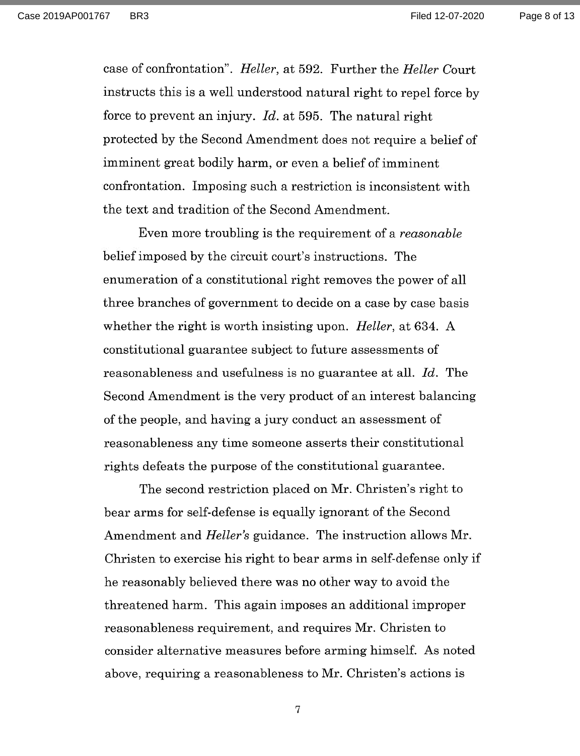case of confrontation". *Heller*, at 592. Further the *Heller* Court instructs this is a well understood natural right to repel force by force to prevent an injury. *Id.* at 595. The natural right protected by the Second Amendment does not require a belief of imminent great bodily harm, or even a belief of imminent confrontation. Imposing such a restriction is inconsistent with the text and tradition of the Second Amendment.

Even more troubling is the requirement of a *reasonable* belief imposed by the circuit court's instructions. The enumeration of a constitutional right removes the power of all three branches of government to decide on a case by case basis whether the right is worth insisting upon. *Heller*, at 634. A constitutional guarantee subject to future assessments of reasonableness and usefulness is no guarantee at all. *Id.* The Second Amendment is the very product of an interest balancing of the people, and having a jury conduct an assessment of reasonableness any time someone asserts their constitutional rights defeats the purpose of the constitutional guarantee.

The second restriction placed on Mr. Christen's right to bear arms for self-defense is equally ignorant of the Second Amendment and *Heller's* guidance. The instruction allows Mr. Christen to exercise his right to bear arms in self-defense only if he reasonably believed there was no other way to avoid the threatened harm. This again imposes an additional improper reasonableness requirement, and requires Mr. Christen to consider alternative measures before arming himself. As noted above, requiring a reasonableness to Mr. Christen's actions is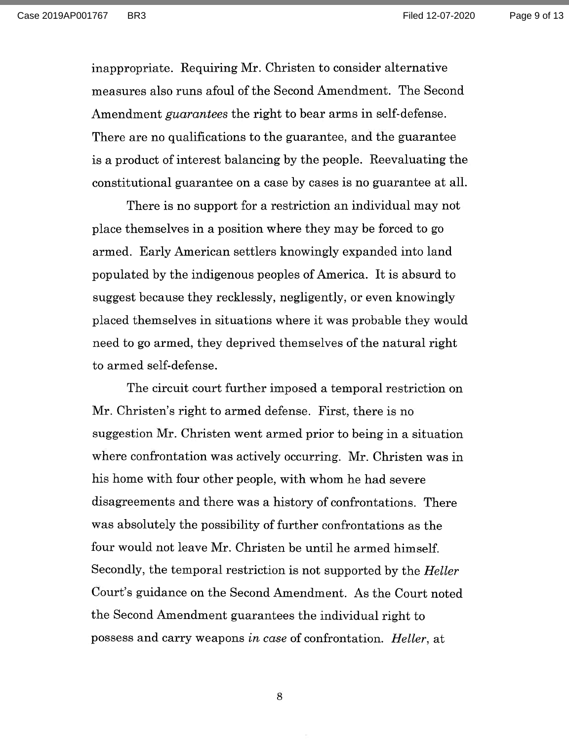inappropriate. Requiring Mr. Christen to consider alternative measures also runs afoul of the Second Amendment. The Second Amendment *guarantees* the right to bear arms in self-defense. There are no qualifications to the guarantee, and the guarantee is a product of interest balancing by the people. Reevaluating the constitutional guarantee on a case by cases is no guarantee at all.

There is no support for a restriction an individual may not place themselves in a position where they may be forced to go armed. Early American settlers knowingly expanded into land populated by the indigenous peoples of America. It is absurd to suggest because they recklessly, negligently, or even knowingly placed themselves in situations where it was probable they would need to go armed, they deprived themselves of the natural right to armed self-defense.

The circuit court further imposed a temporal restriction on Mr. Christen's right to armed defense. First, there is no suggestion Mr. Christen went armed prior to being in a situation where confrontation was actively occurring. Mr. Christen was in his home with four other people, with whom he had severe disagreements and there was a history of confrontations. There was absolutely the possibility of further confrontations as the four would not leave Mr. Christen be until he armed himself. Secondly, the temporal restriction is not supported by the *Heller* Court's guidance on the Second Amendment. As the Court noted the Second Amendment guarantees the individual right to possess and carry weapons *in case* of confrontation. *Heller*, at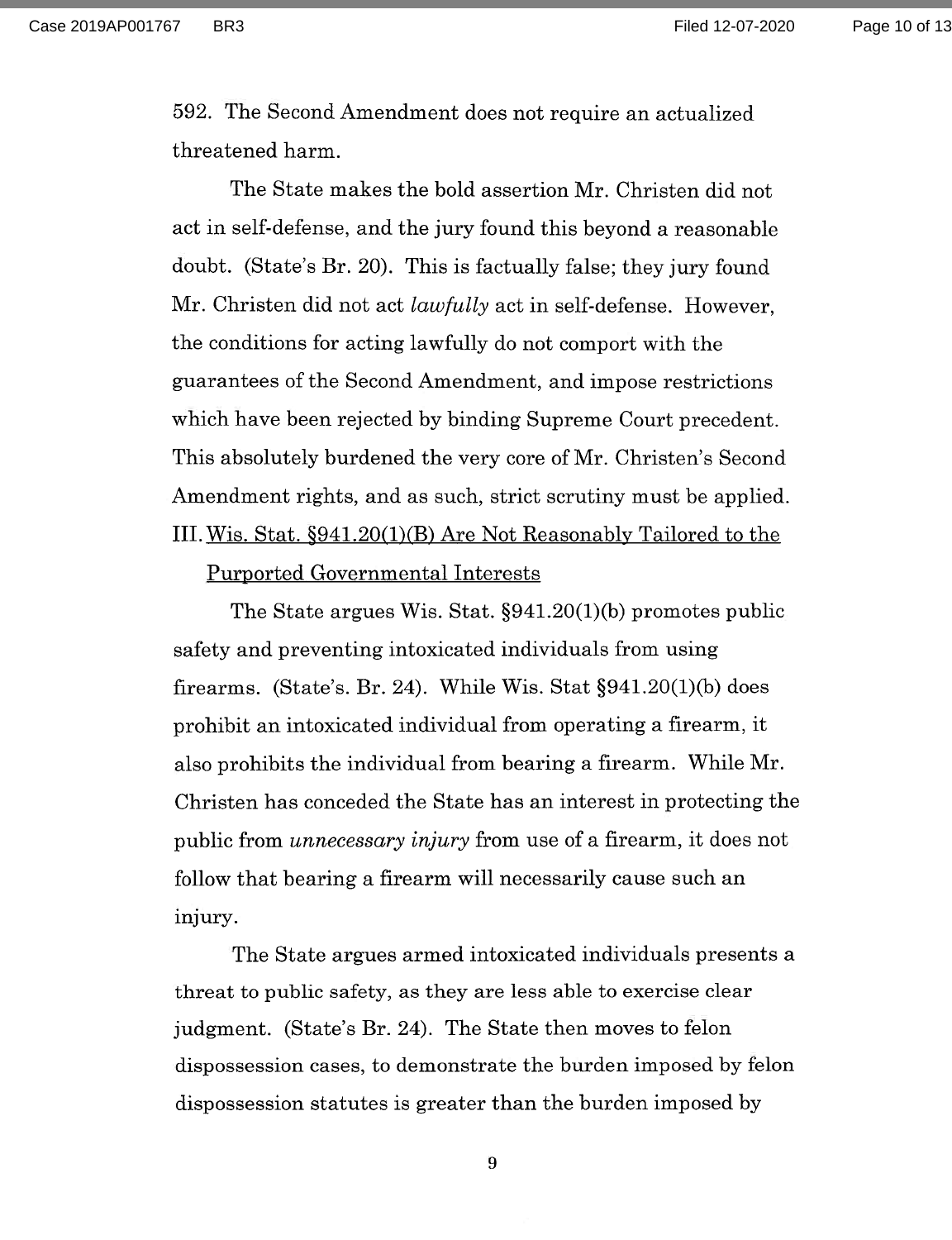592. The Second Amendment does not require an actualized threatened harm.

The State makes the bold assertion Mr. Christen did not act in self-defense, and the jury found this beyond a reasonable doubt. (State's Br. 20). This is factually false; they jury found Mr. Christen did not act *lawfully* act in self-defense. However, the conditions for acting lawfully do not comport with the guarantees of the Second Amendment, and impose restrictions which have been rejected by binding Supreme Court precedent. This absolutely burdened the very core of Mr. Christen's Second Amendment rights, and as such, strict scrutiny must be applied.

## III. Wis. Stat. §941.20(1)(B) Are Not Reasonably Tailored to the Purported Governmental Interests

The State argues Wis. Stat. §941.20(1)(b) promotes public safety and preventing intoxicated individuals from using firearms. (State's. Br. 24). While Wis. Stat §941.20(1)(b) does prohibit an intoxicated individual from operating a firearm, it also prohibits the individual from bearing a firearm. While Mr. Christen has conceded the State has an interest in protecting the public from *unnecessary injury* from use of a firearm, it does not follow that bearing a firearm will necessarily cause such an injury.

The State argues armed intoxicated individuals presents a threat to public safety, as they are less able to exercise clear judgment. (State's Br. 24). The State then moves to felon dispossession cases, to demonstrate the burden imposed by felon dispossession statutes is greater than the burden imposed by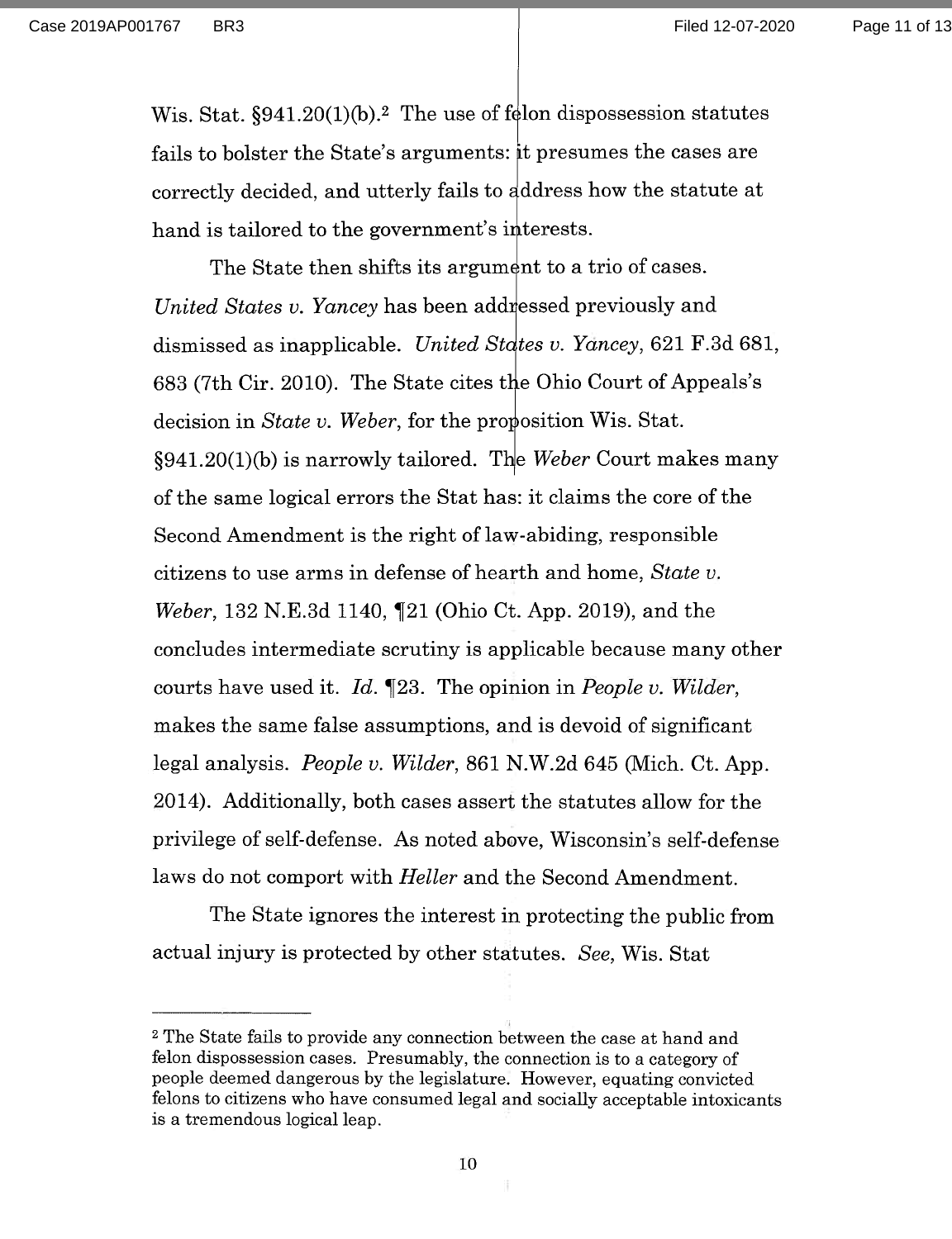Wis. Stat. §941.20(1)(b).[2] The use of felon dispossession statutes fails to bolster the State's arguments: it presumes the cases are correctly decided, and utterly fails to address how the statute at hand is tailored to the government's interests.

The State then shifts its argument to a trio of cases. *United States v. Yancey* has been addressed previously and dismissed as inapplicable. *United States v. Yancey*, 621 F.3d 681, 683 (7th Cir. 2010). The State cites the Ohio Court of Appeals's decision in *State v. Weber*, for the proposition Wis. Stat. §941.20(1)(b) is narrowly tailored. The *Weber* Court makes many of the same logical errors the Stat has: it claims the core of the Second Amendment is the right of law-abiding, responsible citizens to use arms in defense of hearth and home, *State v. Weber*, 132 N.E.3d 1140, ¶21 (Ohio Ct. App. 2019), and the concludes intermediate scrutiny is applicable because many other courts have used it. *Id.* ¶23. The opinion in *People v. Wilder*, makes the same false assumptions, and is devoid of significant legal analysis. *People v. Wilder*, 861 N.W.2d 645 (Mich. Ct. App. 2014). Additionally, both cases assert the statutes allow for the privilege of self-defense. As noted above, Wisconsin's self-defense laws do not comport with *Heller* and the Second Amendment.

The State ignores the interest in protecting the public from actual injury is protected by other statutes. *See,* Wis. Stat

---

[2] The State fails to provide any connection between the case at hand and felon dispossession cases. Presumably, the connection is to a category of people deemed dangerous by the legislature. However, equating convicted felons to citizens who have consumed legal and socially acceptable intoxicants is a tremendous logical leap.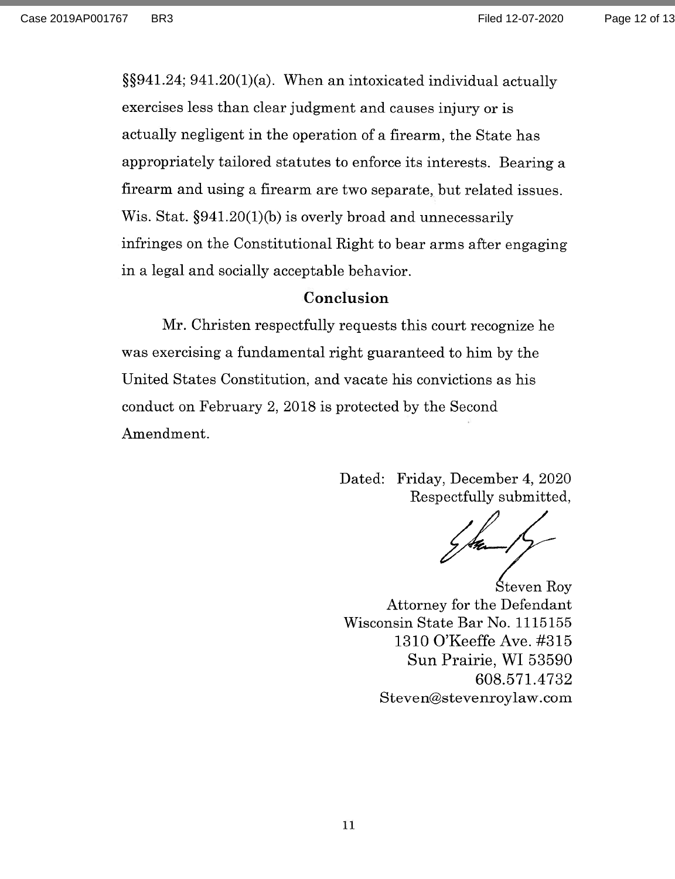§§941.24; 941.20(1)(a). When an intoxicated individual actually exercises less than clear judgment and causes injury or is actually negligent in the operation of a firearm, the State has appropriately tailored statutes to enforce its interests. Bearing a firearm and using a firearm are two separate, but related issues. Wis. Stat. §941.20(1)(b) is overly broad and unnecessarily infringes on the Constitutional Right to bear arms after engaging in a legal and socially acceptable behavior.

## Conclusion

Mr. Christen respectfully requests this court recognize he was exercising a fundamental right guaranteed to him by the United States Constitution, and vacate his convictions as his conduct on February 2, 2018 is protected by the Second Amendment.

Dated: Friday, December 4, 2020
Respectfully submitted,

Steven Roy
Attorney for the Defendant
Wisconsin State Bar No. 1115155
1310 O'Keeffe Ave. #315
Sun Prairie, WI 53590
608.571.4732
Steven@stevenroylaw.com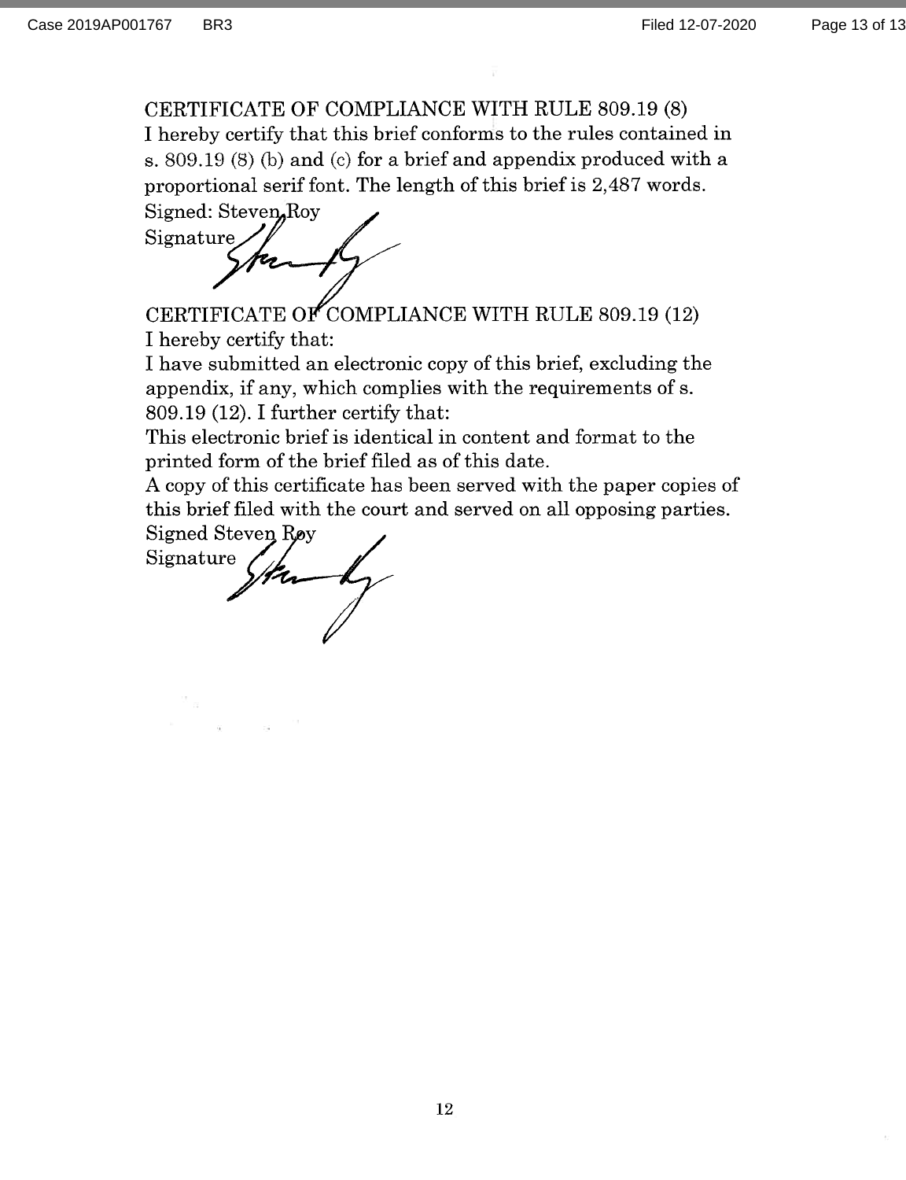CERTIFICATE OF COMPLIANCE WITH RULE 809.19 (8)

I hereby certify that this brief conforms to the rules contained in s. 809.19 (8) (b) and (c) for a brief and appendix produced with a proportional serif font. The length of this brief is 2,487 words.

Signed: Steven Roy

Signature

CERTIFICATE OF COMPLIANCE WITH RULE 809.19 (12)

I hereby certify that:

I have submitted an electronic copy of this brief, excluding the appendix, if any, which complies with the requirements of s. 809.19 (12). I further certify that:

This electronic brief is identical in content and format to the printed form of the brief filed as of this date.

A copy of this certificate has been served with the paper copies of this brief filed with the court and served on all opposing parties.

Signed Steven Roy

Signature